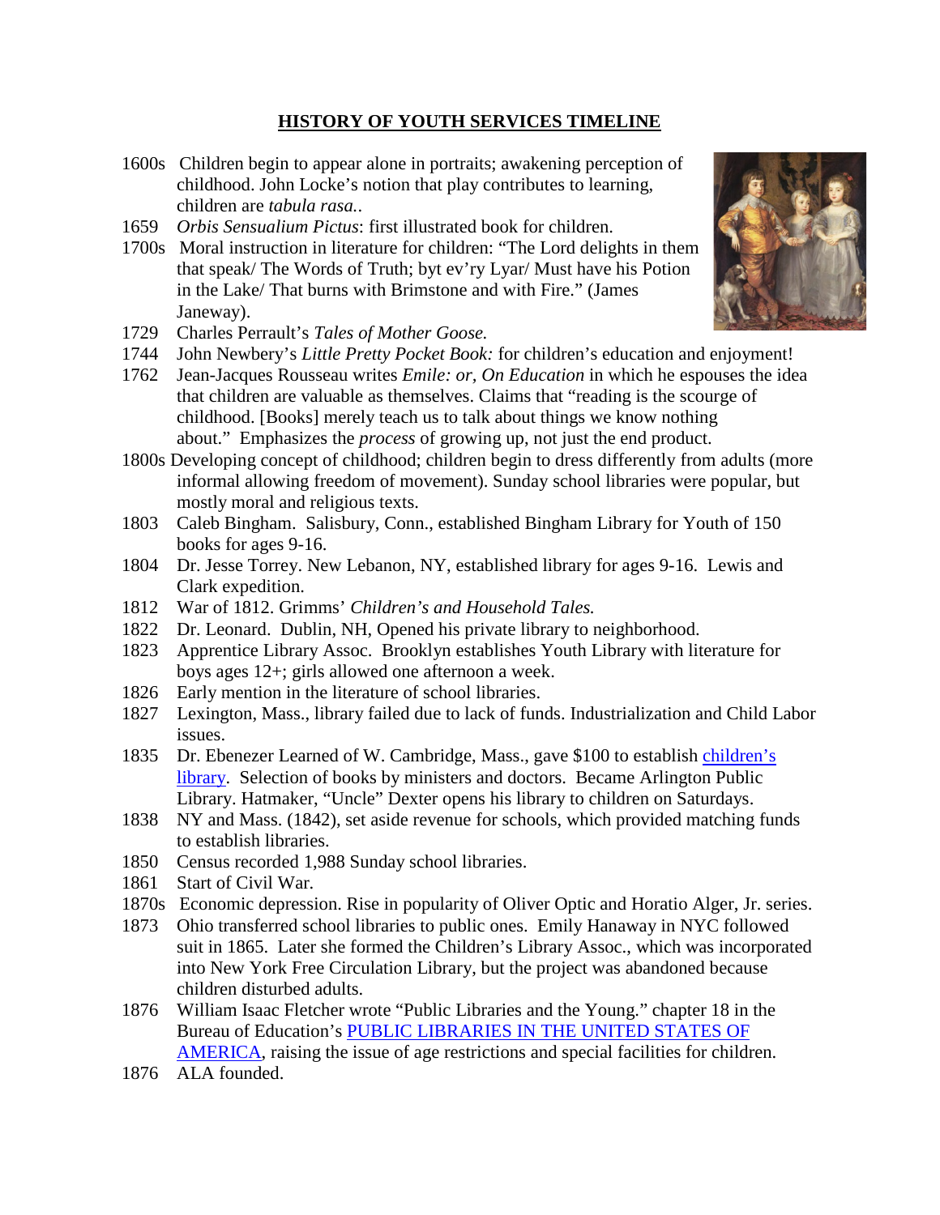# HISTORY OF YOUTH SERVICES TIMELINE

1600s Children begin to appear alone in portraits; awakening perception of childhood. John Locke's notion that play contributes to learning, children are *tabula rasa.*.

1659 *Orbis Sensualium Pictus*: first illustrated book for children.

1700s Moral instruction in literature for children: "The Lord delights in them that speak/ The Words of Truth; byt ev'ry Lyar/ Must have his Potion in the Lake/ That burns with Brimstone and with Fire." (James Janeway).

1729 Charles Perrault's *Tales of Mother Goose.*

1744 John Newbery's *Little Pretty Pocket Book:* for children's education and enjoyment!

1762 Jean-Jacques Rousseau writes *Emile: or, On Education* in which he espouses the idea that children are valuable as themselves. Claims that "reading is the scourge of childhood. [Books] merely teach us to talk about things we know nothing about." Emphasizes the *process* of growing up, not just the end product.

1800s Developing concept of childhood; children begin to dress differently from adults (more informal allowing freedom of movement). Sunday school libraries were popular, but mostly moral and religious texts.

1803 Caleb Bingham. Salisbury, Conn., established Bingham Library for Youth of 150 books for ages 9-16.

1804 Dr. Jesse Torrey. New Lebanon, NY, established library for ages 9-16. Lewis and Clark expedition.

1812 War of 1812. Grimms' *Children's and Household Tales.*

1822 Dr. Leonard. Dublin, NH, Opened his private library to neighborhood.

1823 Apprentice Library Assoc. Brooklyn establishes Youth Library with literature for boys ages 12+; girls allowed one afternoon a week.

1826 Early mention in the literature of school libraries.

1827 Lexington, Mass., library failed due to lack of funds. Industrialization and Child Labor issues.

1835 Dr. Ebenezer Learned of W. Cambridge, Mass., gave $100 to establish children's library. Selection of books by ministers and doctors. Became Arlington Public Library. Hatmaker, "Uncle" Dexter opens his library to children on Saturdays.

1838 NY and Mass. (1842), set aside revenue for schools, which provided matching funds to establish libraries.

1850 Census recorded 1,988 Sunday school libraries.

1861 Start of Civil War.

1870s Economic depression. Rise in popularity of Oliver Optic and Horatio Alger, Jr. series.

1873 Ohio transferred school libraries to public ones. Emily Hanaway in NYC followed suit in 1865. Later she formed the Children's Library Assoc., which was incorporated into New York Free Circulation Library, but the project was abandoned because children disturbed adults.

1876 William Isaac Fletcher wrote "Public Libraries and the Young." chapter 18 in the Bureau of Education's PUBLIC LIBRARIES IN THE UNITED STATES OF AMERICA, raising the issue of age restrictions and special facilities for children.

1876 ALA founded.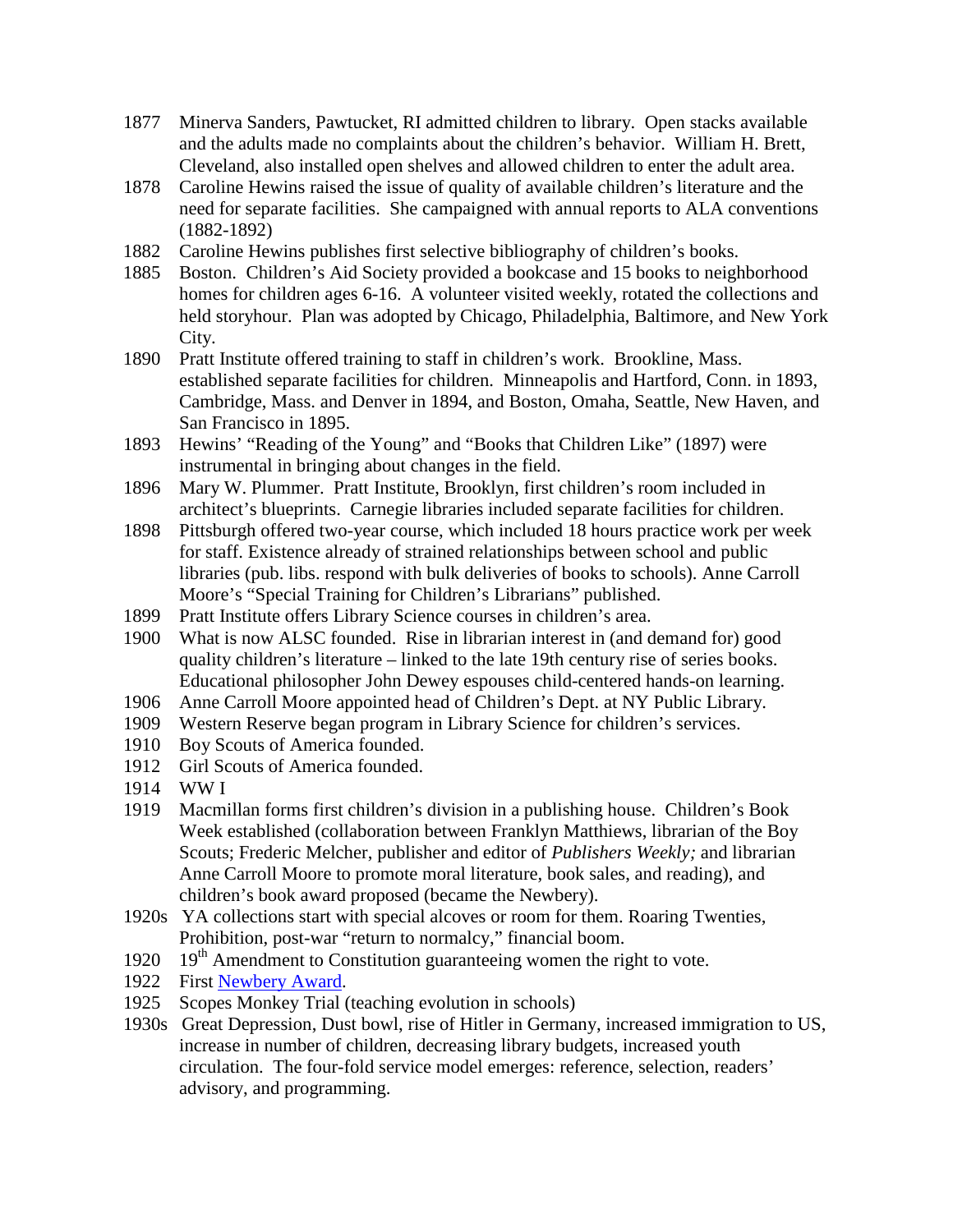1877 Minerva Sanders, Pawtucket, RI admitted children to library. Open stacks available and the adults made no complaints about the children's behavior. William H. Brett, Cleveland, also installed open shelves and allowed children to enter the adult area.

1878 Caroline Hewins raised the issue of quality of available children's literature and the need for separate facilities. She campaigned with annual reports to ALA conventions (1882-1892)

1882 Caroline Hewins publishes first selective bibliography of children's books.

1885 Boston. Children's Aid Society provided a bookcase and 15 books to neighborhood homes for children ages 6-16. A volunteer visited weekly, rotated the collections and held storyhour. Plan was adopted by Chicago, Philadelphia, Baltimore, and New York City.

1890 Pratt Institute offered training to staff in children's work. Brookline, Mass. established separate facilities for children. Minneapolis and Hartford, Conn. in 1893, Cambridge, Mass. and Denver in 1894, and Boston, Omaha, Seattle, New Haven, and San Francisco in 1895.

1893 Hewins' "Reading of the Young" and "Books that Children Like" (1897) were instrumental in bringing about changes in the field.

1896 Mary W. Plummer. Pratt Institute, Brooklyn, first children's room included in architect's blueprints. Carnegie libraries included separate facilities for children.

1898 Pittsburgh offered two-year course, which included 18 hours practice work per week for staff. Existence already of strained relationships between school and public libraries (pub. libs. respond with bulk deliveries of books to schools). Anne Carroll Moore's "Special Training for Children's Librarians" published.

1899 Pratt Institute offers Library Science courses in children's area.

1900 What is now ALSC founded. Rise in librarian interest in (and demand for) good quality children's literature – linked to the late 19th century rise of series books. Educational philosopher John Dewey espouses child-centered hands-on learning.

1906 Anne Carroll Moore appointed head of Children's Dept. at NY Public Library.

1909 Western Reserve began program in Library Science for children's services.

1910 Boy Scouts of America founded.

1912 Girl Scouts of America founded.

1914 WW I

1919 Macmillan forms first children's division in a publishing house. Children's Book Week established (collaboration between Franklyn Matthiews, librarian of the Boy Scouts; Frederic Melcher, publisher and editor of *Publishers Weekly;* and librarian Anne Carroll Moore to promote moral literature, book sales, and reading), and children's book award proposed (became the Newbery).

1920s YA collections start with special alcoves or room for them. Roaring Twenties, Prohibition, post-war "return to normalcy," financial boom.

1920 19th Amendment to Constitution guaranteeing women the right to vote.

1922 First [Newbery Award](#).

1925 Scopes Monkey Trial (teaching evolution in schools)

1930s Great Depression, Dust bowl, rise of Hitler in Germany, increased immigration to US, increase in number of children, decreasing library budgets, increased youth circulation. The four-fold service model emerges: reference, selection, readers' advisory, and programming.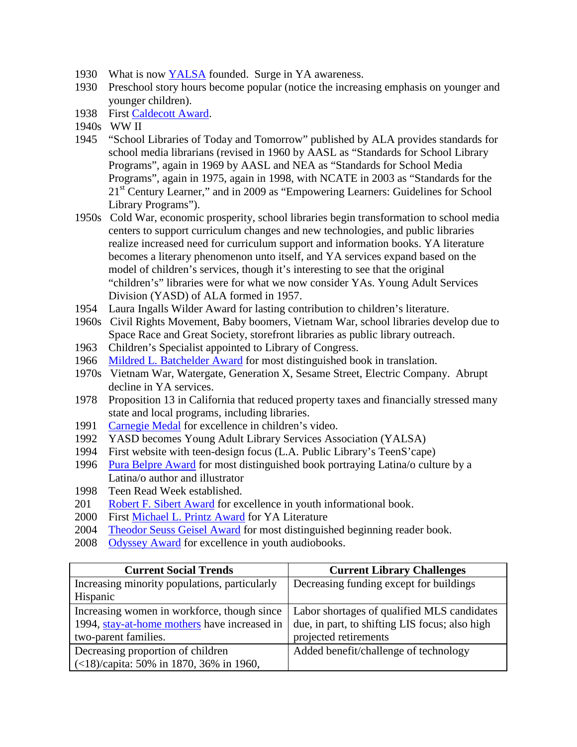1930 What is now YALSA founded. Surge in YA awareness.
1930 Preschool story hours become popular (notice the increasing emphasis on younger and younger children).
1938 First Caldecott Award.
1940s WW II
1945 "School Libraries of Today and Tomorrow" published by ALA provides standards for school media librarians (revised in 1960 by AASL as "Standards for School Library Programs", again in 1969 by AASL and NEA as "Standards for School Media Programs", again in 1975, again in 1998, with NCATE in 2003 as "Standards for the 21st Century Learner," and in 2009 as "Empowering Learners: Guidelines for School Library Programs").
1950s Cold War, economic prosperity, school libraries begin transformation to school media centers to support curriculum changes and new technologies, and public libraries realize increased need for curriculum support and information books. YA literature becomes a literary phenomenon unto itself, and YA services expand based on the model of children's services, though it's interesting to see that the original "children's" libraries were for what we now consider YAs. Young Adult Services Division (YASD) of ALA formed in 1957.
1954 Laura Ingalls Wilder Award for lasting contribution to children's literature.
1960s Civil Rights Movement, Baby boomers, Vietnam War, school libraries develop due to Space Race and Great Society, storefront libraries as public library outreach.
1963 Children's Specialist appointed to Library of Congress.
1966 Mildred L. Batchelder Award for most distinguished book in translation.
1970s Vietnam War, Watergate, Generation X, Sesame Street, Electric Company. Abrupt decline in YA services.
1978 Proposition 13 in California that reduced property taxes and financially stressed many state and local programs, including libraries.
1991 Carnegie Medal for excellence in children's video.
1992 YASD becomes Young Adult Library Services Association (YALSA)
1994 First website with teen-design focus (L.A. Public Library's TeenS'cape)
1996 Pura Belpre Award for most distinguished book portraying Latina/o culture by a Latina/o author and illustrator
1998 Teen Read Week established.
201 Robert F. Sibert Award for excellence in youth informational book.
2000 First Michael L. Printz Award for YA Literature
2004 Theodor Seuss Geisel Award for most distinguished beginning reader book.
2008 Odyssey Award for excellence in youth audiobooks.

| Current Social Trends | Current Library Challenges |
|---|---|
| Increasing minority populations, particularly Hispanic | Decreasing funding except for buildings |
| Increasing women in workforce, though since 1994, stay-at-home mothers have increased in two-parent families. | Labor shortages of qualified MLS candidates due, in part, to shifting LIS focus; also high projected retirements |
| Decreasing proportion of children (<18)/capita: 50% in 1870, 36% in 1960, | Added benefit/challenge of technology |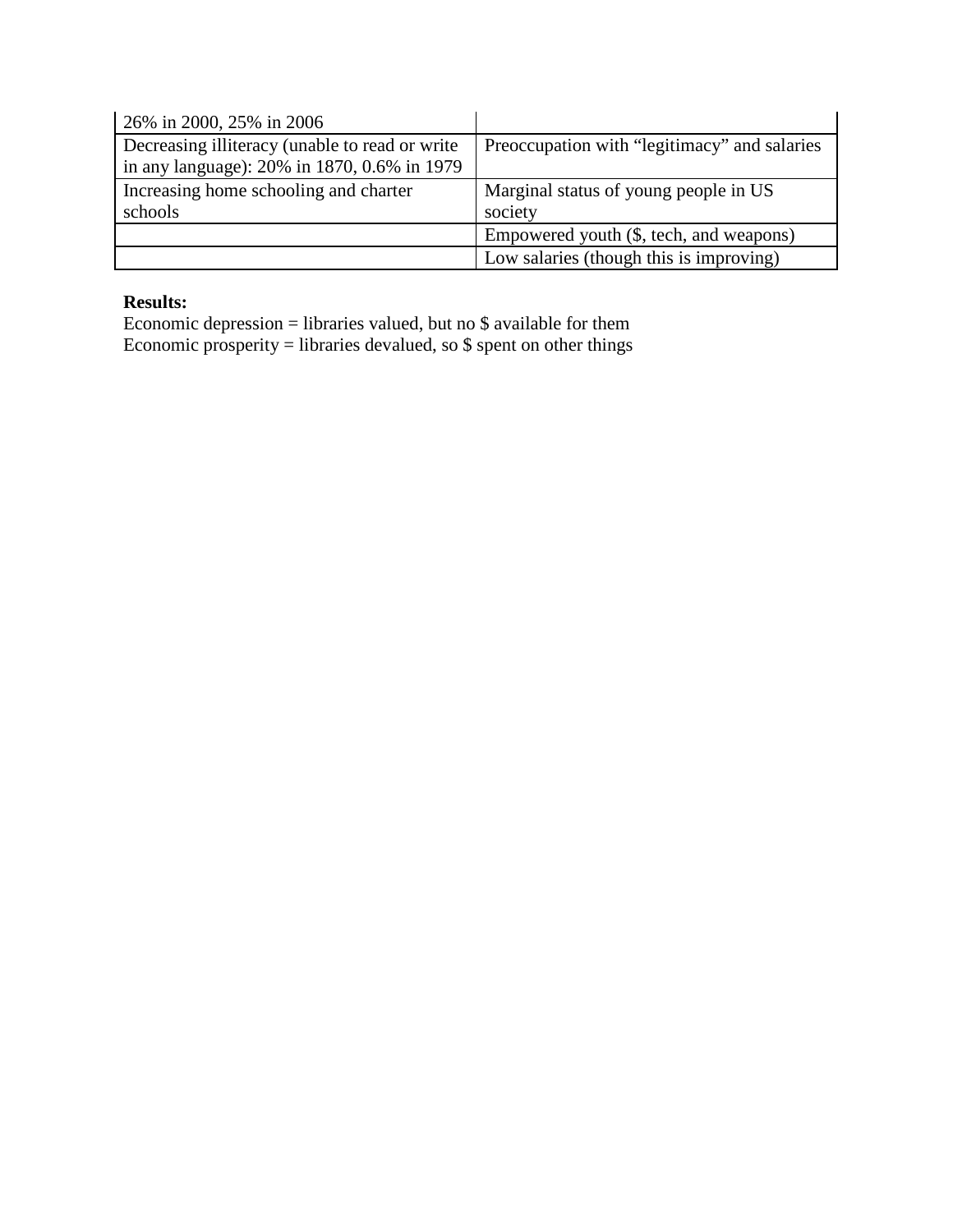| | |
|---|---|
| 26% in 2000, 25% in 2006 | |
| Decreasing illiteracy (unable to read or write in any language): 20% in 1870, 0.6% in 1979 | Preoccupation with "legitimacy" and salaries |
| Increasing home schooling and charter schools | Marginal status of young people in US society |
| | Empowered youth ($, tech, and weapons) |
| | Low salaries (though this is improving) |

**Results:**
Economic depression = libraries valued, but no $ available for them
Economic prosperity = libraries devalued, so $ spent on other things